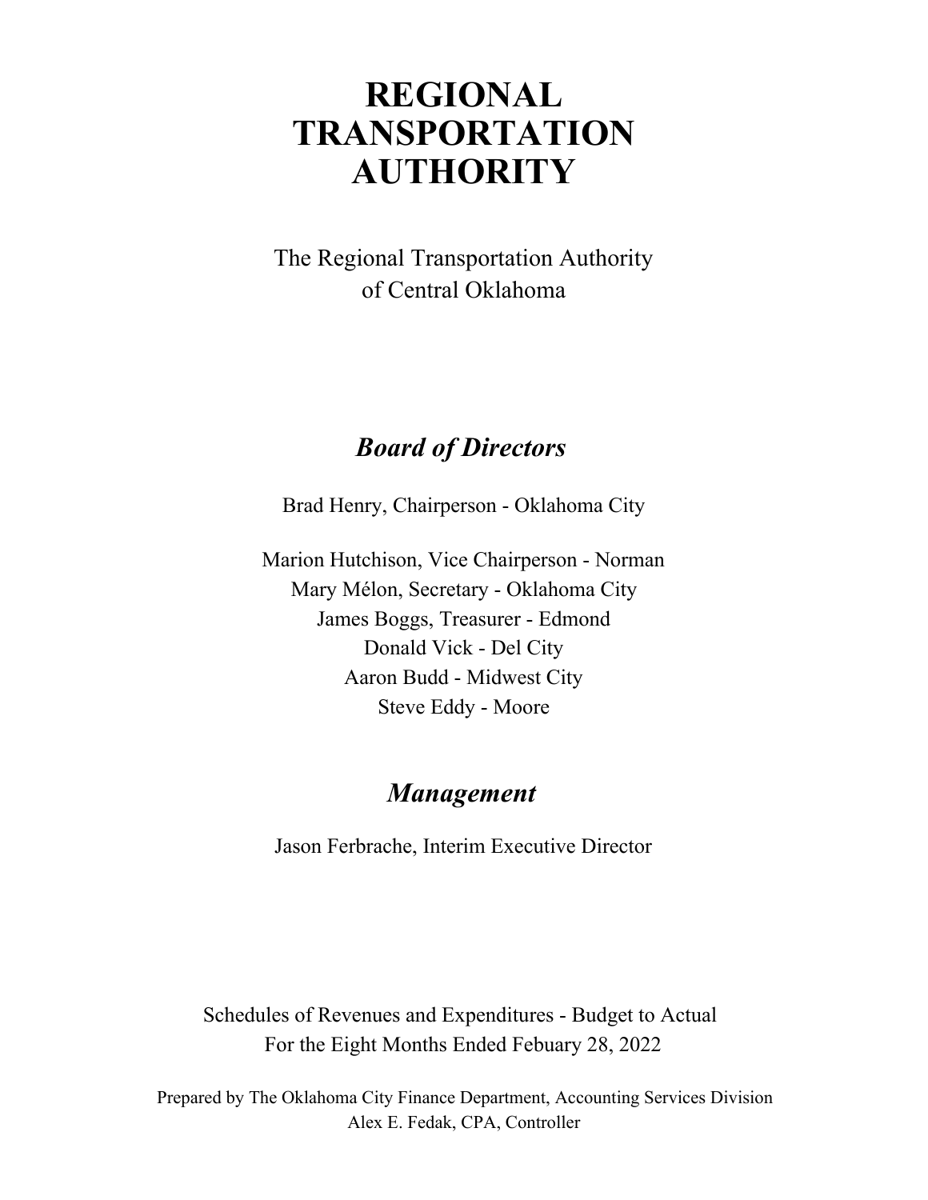# REGIONAL TRANSPORTATION AUTHORITY

The Regional Transportation Authority
of Central Oklahoma

## *Board of Directors*

Brad Henry, Chairperson - Oklahoma City

Marion Hutchison, Vice Chairperson - Norman
Mary Mélon, Secretary - Oklahoma City
James Boggs, Treasurer - Edmond
Donald Vick - Del City
Aaron Budd - Midwest City
Steve Eddy - Moore

## *Management*

Jason Ferbrache, Interim Executive Director

Schedules of Revenues and Expenditures - Budget to Actual
For the Eight Months Ended Febuary 28, 2022

Prepared by The Oklahoma City Finance Department, Accounting Services Division
Alex E. Fedak, CPA, Controller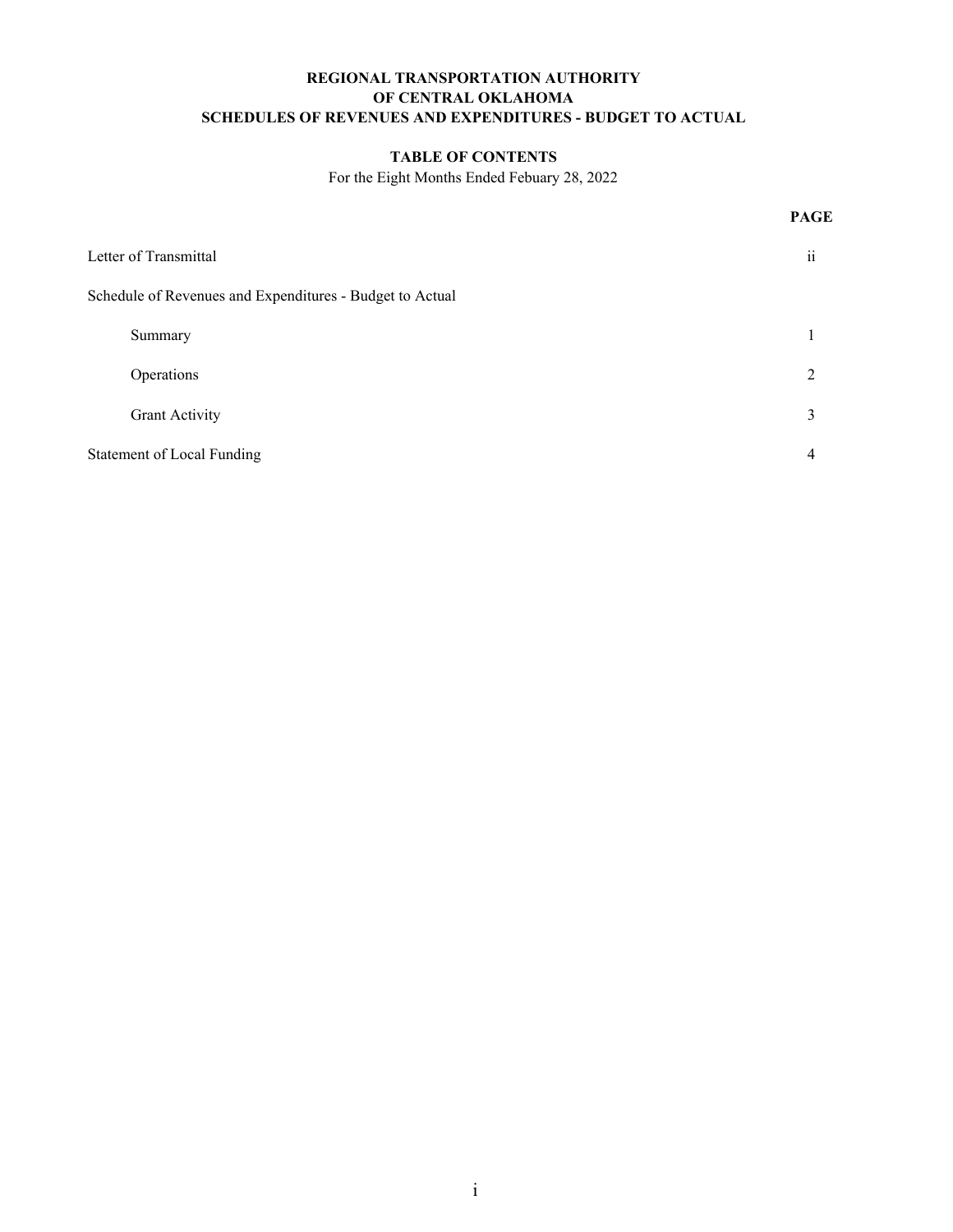**REGIONAL TRANSPORTATION AUTHORITY**
**OF CENTRAL OKLAHOMA**
**SCHEDULES OF REVENUES AND EXPENDITURES - BUDGET TO ACTUAL**

**TABLE OF CONTENTS**

For the Eight Months Ended Febuary 28, 2022

| | **PAGE** |
|---|---|
| Letter of Transmittal | ii |
| Schedule of Revenues and Expenditures - Budget to Actual | |
| Summary | 1 |
| Operations | 2 |
| Grant Activity | 3 |
| Statement of Local Funding | 4 |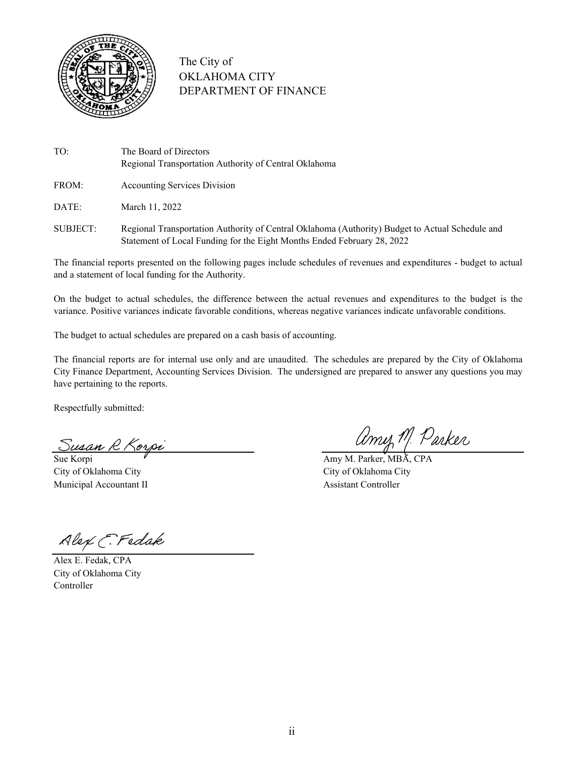The City of
OKLAHOMA CITY
DEPARTMENT OF FINANCE

| | |
|---|---|
| TO: | The Board of Directors<br>Regional Transportation Authority of Central Oklahoma |
| FROM: | Accounting Services Division |
| DATE: | March 11, 2022 |
| SUBJECT: | Regional Transportation Authority of Central Oklahoma (Authority) Budget to Actual Schedule and Statement of Local Funding for the Eight Months Ended February 28, 2022 |

The financial reports presented on the following pages include schedules of revenues and expenditures - budget to actual and a statement of local funding for the Authority.

On the budget to actual schedules, the difference between the actual revenues and expenditures to the budget is the variance. Positive variances indicate favorable conditions, whereas negative variances indicate unfavorable conditions.

The budget to actual schedules are prepared on a cash basis of accounting.

The financial reports are for internal use only and are unaudited. The schedules are prepared by the City of Oklahoma City Finance Department, Accounting Services Division. The undersigned are prepared to answer any questions you may have pertaining to the reports.

Respectfully submitted:

Sue Korpi
City of Oklahoma City
Municipal Accountant II

Amy M. Parker, MBA, CPA
City of Oklahoma City
Assistant Controller

Alex E. Fedak, CPA
City of Oklahoma City
Controller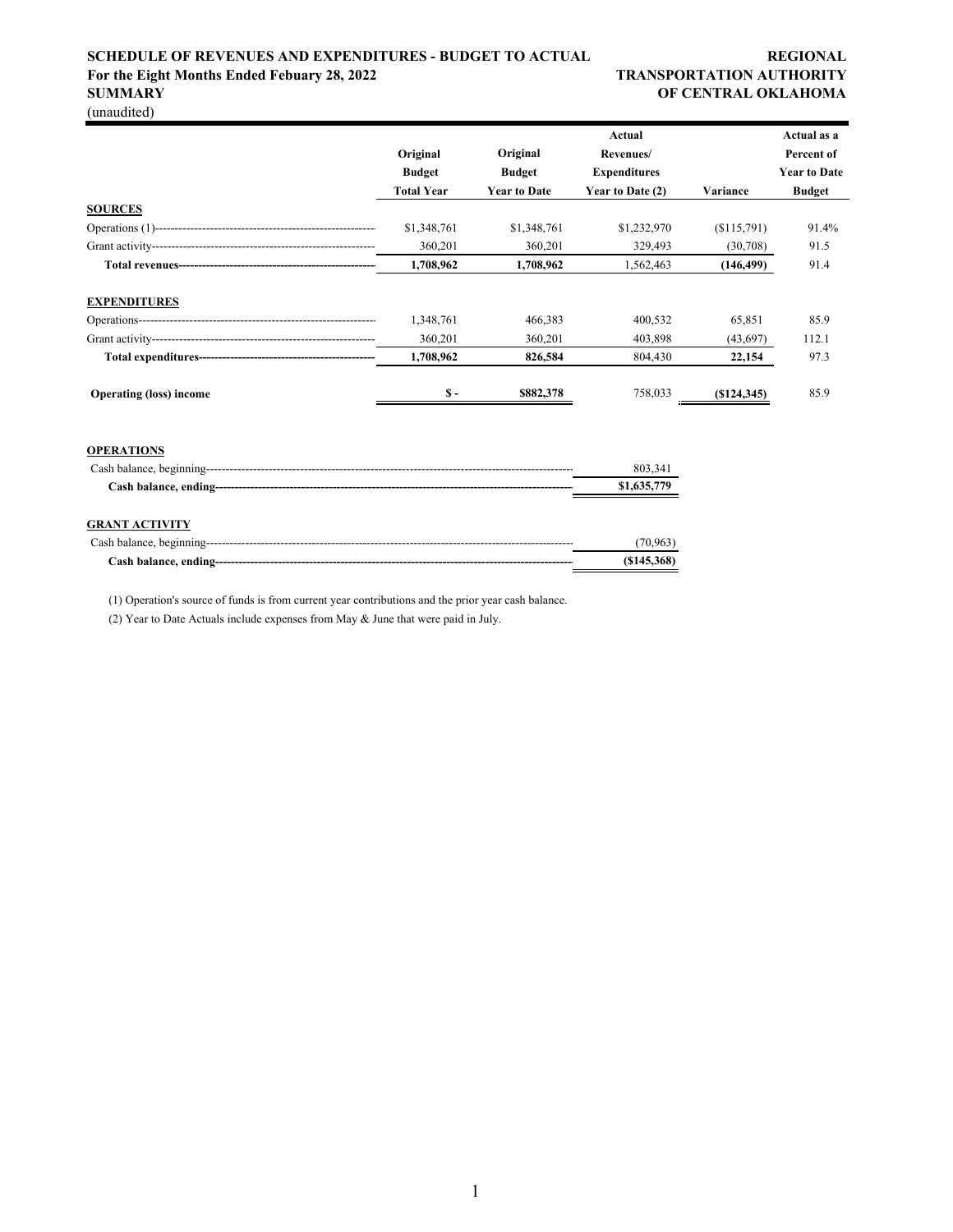**SCHEDULE OF REVENUES AND EXPENDITURES - BUDGET TO ACTUAL**
**For the Eight Months Ended Febuary 28, 2022**
**SUMMARY**
(unaudited)

**REGIONAL TRANSPORTATION AUTHORITY OF CENTRAL OKLAHOMA**

| | Original Budget Total Year | Original Budget Year to Date | Actual Revenues/ Expenditures Year to Date (2) | Variance | Actual as a Percent of Year to Date Budget |
|---|---|---|---|---|---|
| **SOURCES** | | | | | |
| Operations (1) | $1,348,761 | $1,348,761 | $1,232,970 | ($115,791) | 91.4% |
| Grant activity | 360,201 | 360,201 | 329,493 | (30,708) | 91.5 |
| **Total revenues** | **1,708,962** | **1,708,962** | 1,562,463 | **(146,499)** | 91.4 |
| **EXPENDITURES** | | | | | |
| Operations | 1,348,761 | 466,383 | 400,532 | 65,851 | 85.9 |
| Grant activity | 360,201 | 360,201 | 403,898 | (43,697) | 112.1 |
| **Total expenditures** | **1,708,962** | **826,584** | 804,430 | **22,154** | 97.3 |
| **Operating (loss) income** | **$ -** | **$882,378** | 758,033 | **($124,345)** | 85.9 |

| | |
|---|---|
| **OPERATIONS** | |
| Cash balance, beginning | 803,341 |
| **Cash balance, ending** | **$1,635,779** |
| **GRANT ACTIVITY** | |
| Cash balance, beginning | (70,963) |
| **Cash balance, ending** | **($145,368)** |

(1) Operation's source of funds is from current year contributions and the prior year cash balance.

(2) Year to Date Actuals include expenses from May & June that were paid in July.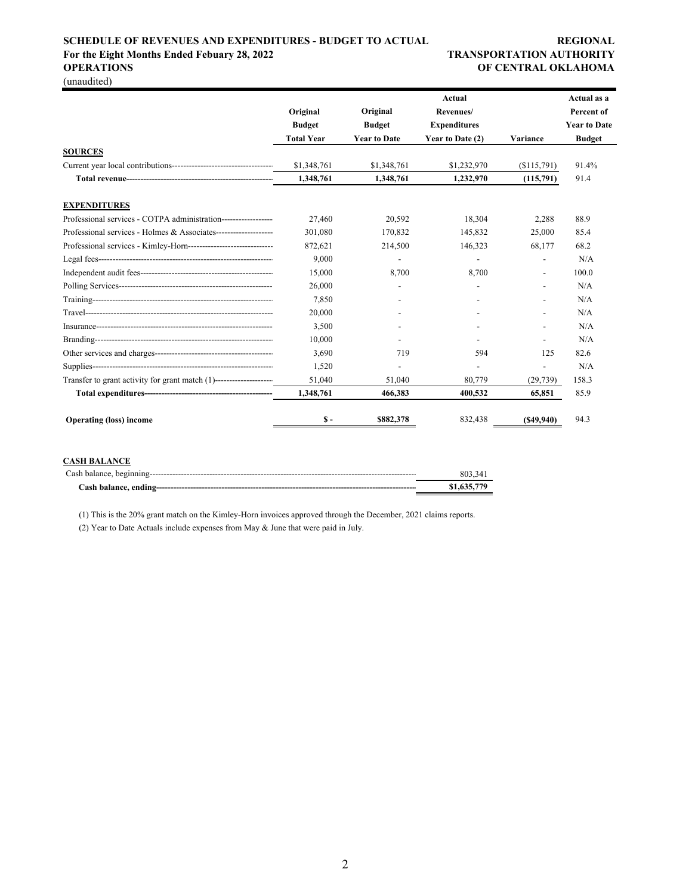**SCHEDULE OF REVENUES AND EXPENDITURES - BUDGET TO ACTUAL**
**For the Eight Months Ended Febuary 28, 2022**
**OPERATIONS**
(unaudited)

**REGIONAL TRANSPORTATION AUTHORITY OF CENTRAL OKLAHOMA**

| | Original Budget Total Year | Original Budget Year to Date | Actual Revenues/ Expenditures Year to Date (2) | Variance | Actual as a Percent of Year to Date Budget |
|---|---|---|---|---|---|
| **SOURCES** | | | | | |
| Current year local contributions | $1,348,761 | $1,348,761 | $1,232,970 | ($115,791) | 91.4% |
| **Total revenue** | **1,348,761** | **1,348,761** | **1,232,970** | **(115,791)** | 91.4 |
| | | | | | |
| **EXPENDITURES** | | | | | |
| Professional services - COTPA administration | 27,460 | 20,592 | 18,304 | 2,288 | 88.9 |
| Professional services - Holmes & Associates | 301,080 | 170,832 | 145,832 | 25,000 | 85.4 |
| Professional services - Kimley-Horn | 872,621 | 214,500 | 146,323 | 68,177 | 68.2 |
| Legal fees | 9,000 | - | - | - | N/A |
| Independent audit fees | 15,000 | 8,700 | 8,700 | - | 100.0 |
| Polling Services | 26,000 | - | - | - | N/A |
| Training | 7,850 | - | - | - | N/A |
| Travel | 20,000 | - | - | - | N/A |
| Insurance | 3,500 | - | - | - | N/A |
| Branding | 10,000 | - | - | - | N/A |
| Other services and charges | 3,690 | 719 | 594 | 125 | 82.6 |
| Supplies | 1,520 | - | - | - | N/A |
| Transfer to grant activity for grant match (1) | 51,040 | 51,040 | 80,779 | (29,739) | 158.3 |
| **Total expenditures** | **1,348,761** | **466,383** | **400,532** | **65,851** | 85.9 |
| | | | | | |
| **Operating (loss) income** | **$ -** | **$882,378** | 832,438 | **($49,940)** | 94.3 |

**CASH BALANCE**

| | |
|---|---|
| Cash balance, beginning | 803,341 |
| **Cash balance, ending** | **$1,635,779** |

(1) This is the 20% grant match on the Kimley-Horn invoices approved through the December, 2021 claims reports.

(2) Year to Date Actuals include expenses from May & June that were paid in July.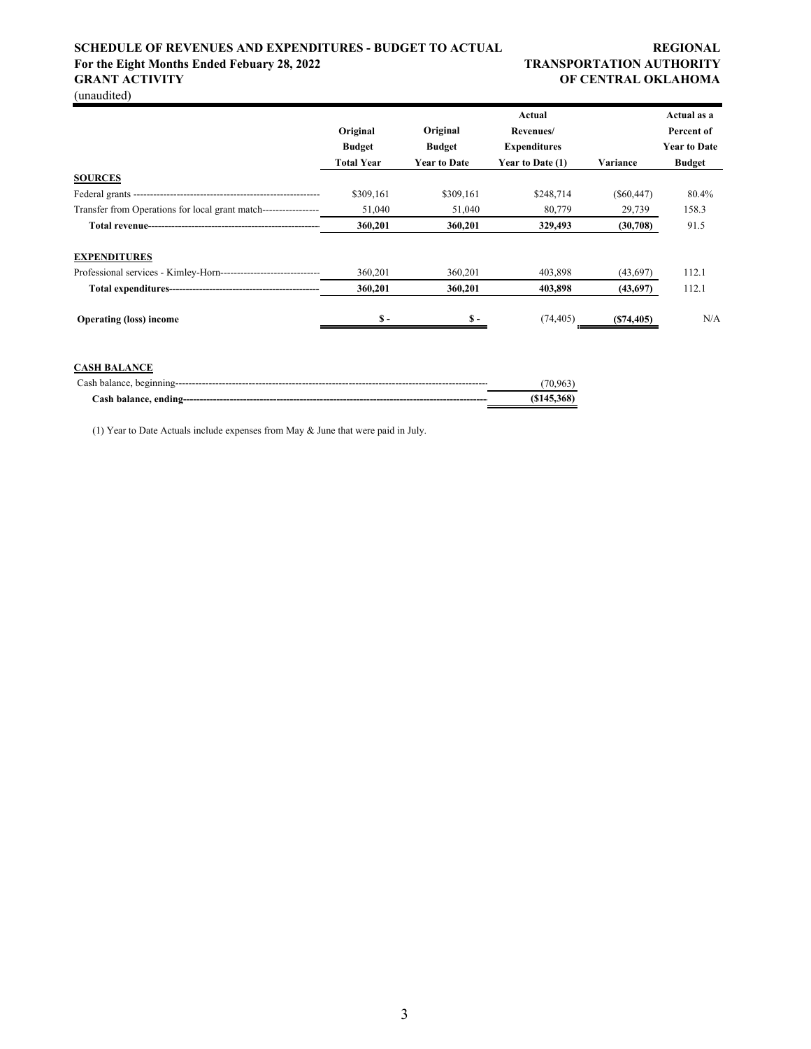**SCHEDULE OF REVENUES AND EXPENDITURES - BUDGET TO ACTUAL**
**For the Eight Months Ended Febuary 28, 2022**
**GRANT ACTIVITY**
(unaudited)

**REGIONAL TRANSPORTATION AUTHORITY OF CENTRAL OKLAHOMA**

| | Original Budget Total Year | Original Budget Year to Date | Actual Revenues/ Expenditures Year to Date (1) | Variance | Actual as a Percent of Year to Date Budget |
|---|---|---|---|---|---|
| **SOURCES** | | | | | |
| Federal grants | $309,161 | $309,161 | $248,714 | ($60,447) | 80.4% |
| Transfer from Operations for local grant match | 51,040 | 51,040 | 80,779 | 29,739 | 158.3 |
| **Total revenue** | **360,201** | **360,201** | **329,493** | **(30,708)** | 91.5 |
| **EXPENDITURES** | | | | | |
| Professional services - Kimley-Horn | 360,201 | 360,201 | 403,898 | (43,697) | 112.1 |
| **Total expenditures** | **360,201** | **360,201** | **403,898** | **(43,697)** | 112.1 |
| **Operating (loss) income** | **$ -** | **$ -** | (74,405) | **($74,405)** | N/A |

**CASH BALANCE**

| | |
|---|---|
| Cash balance, beginning | (70,963) |
| **Cash balance, ending** | **($145,368)** |

(1) Year to Date Actuals include expenses from May & June that were paid in July.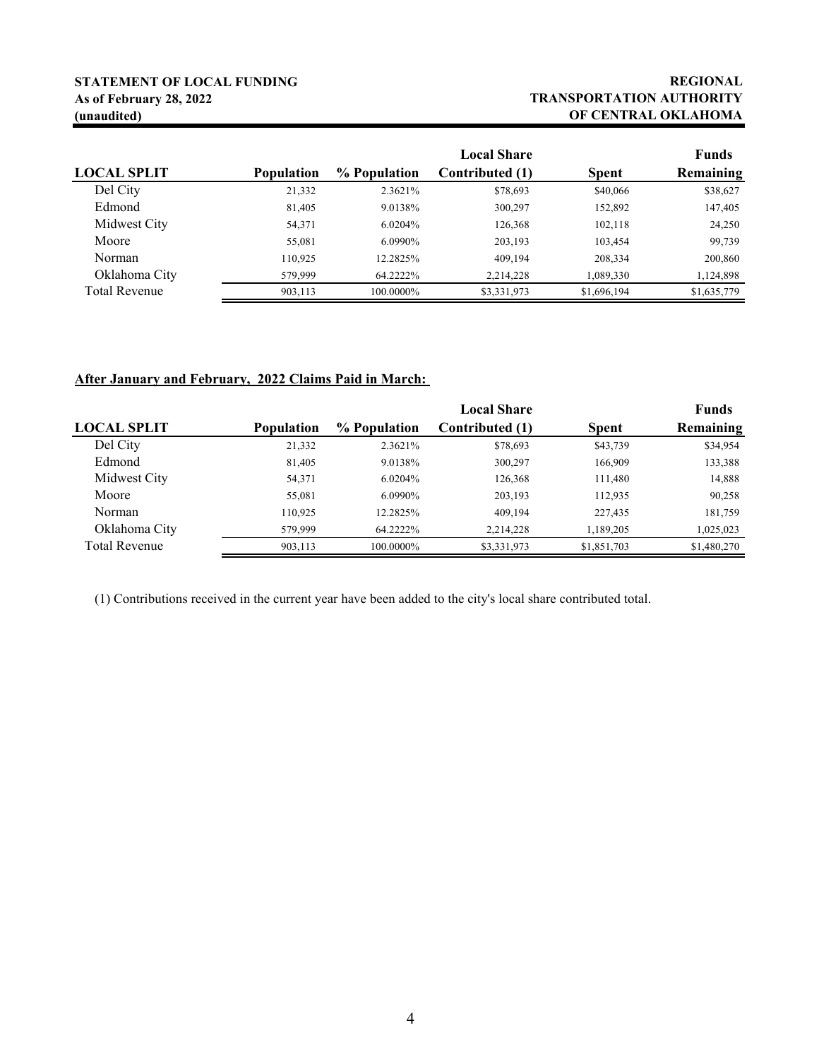**STATEMENT OF LOCAL FUNDING**
**As of February 28, 2022**
**(unaudited)**

**REGIONAL TRANSPORTATION AUTHORITY OF CENTRAL OKLAHOMA**

| LOCAL SPLIT | Population | % Population | Local Share Contributed (1) | Spent | Funds Remaining |
|---|---|---|---|---|---|
| Del City | 21,332 | 2.3621% | $78,693 | $40,066 | $38,627 |
| Edmond | 81,405 | 9.0138% | 300,297 | 152,892 | 147,405 |
| Midwest City | 54,371 | 6.0204% | 126,368 | 102,118 | 24,250 |
| Moore | 55,081 | 6.0990% | 203,193 | 103,454 | 99,739 |
| Norman | 110,925 | 12.2825% | 409,194 | 208,334 | 200,860 |
| Oklahoma City | 579,999 | 64.2222% | 2,214,228 | 1,089,330 | 1,124,898 |
| Total Revenue | 903,113 | 100.0000% | $3,331,973 | $1,696,194 | $1,635,779 |

**After January and February, 2022 Claims Paid in March:**

| LOCAL SPLIT | Population | % Population | Local Share Contributed (1) | Spent | Funds Remaining |
|---|---|---|---|---|---|
| Del City | 21,332 | 2.3621% | $78,693 | $43,739 | $34,954 |
| Edmond | 81,405 | 9.0138% | 300,297 | 166,909 | 133,388 |
| Midwest City | 54,371 | 6.0204% | 126,368 | 111,480 | 14,888 |
| Moore | 55,081 | 6.0990% | 203,193 | 112,935 | 90,258 |
| Norman | 110,925 | 12.2825% | 409,194 | 227,435 | 181,759 |
| Oklahoma City | 579,999 | 64.2222% | 2,214,228 | 1,189,205 | 1,025,023 |
| Total Revenue | 903,113 | 100.0000% | $3,331,973 | $1,851,703 | $1,480,270 |

(1) Contributions received in the current year have been added to the city's local share contributed total.